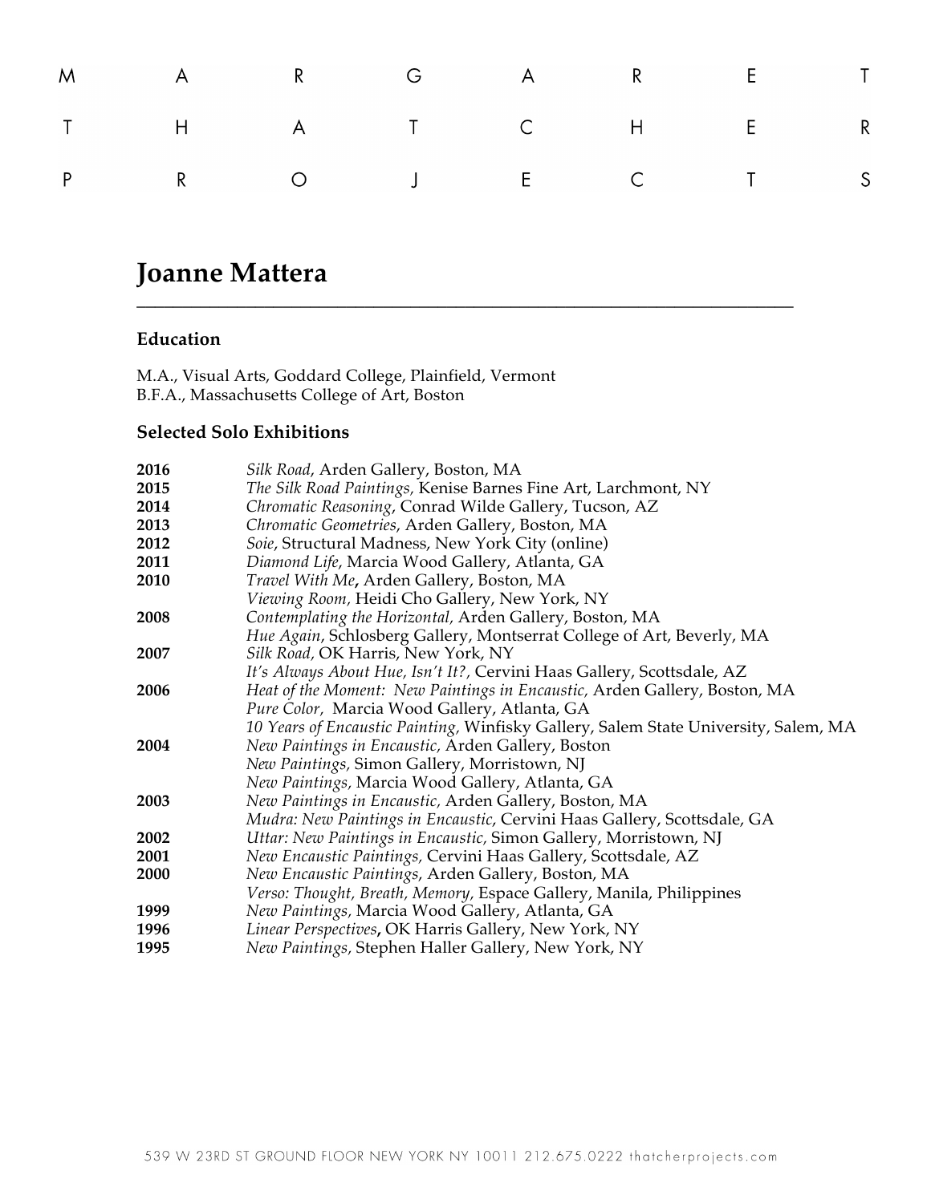M A R G A R E T
T H A T C H E R
P R O J E C T S

# Joanne Mattera

## Education

M.A., Visual Arts, Goddard College, Plainfield, Vermont
B.F.A., Massachusetts College of Art, Boston

## Selected Solo Exhibitions

**2016** *Silk Road*, Arden Gallery, Boston, MA
**2015** *The Silk Road Paintings,* Kenise Barnes Fine Art, Larchmont, NY
**2014** *Chromatic Reasoning,* Conrad Wilde Gallery, Tucson, AZ
**2013** *Chromatic Geometries*, Arden Gallery, Boston, MA
**2012** *Soie*, Structural Madness, New York City (online)
**2011** *Diamond Life*, Marcia Wood Gallery, Atlanta, GA
**2010** *Travel With Me***,** Arden Gallery, Boston, MA
*Viewing Room,* Heidi Cho Gallery, New York, NY
**2008** *Contemplating the Horizontal,* Arden Gallery, Boston, MA
*Hue Again*, Schlosberg Gallery, Montserrat College of Art, Beverly, MA
**2007** *Silk Road,* OK Harris, New York, NY
*It's Always About Hue, Isn't It?,* Cervini Haas Gallery, Scottsdale, AZ
**2006** *Heat of the Moment: New Paintings in Encaustic,* Arden Gallery, Boston, MA
*Pure Color,* Marcia Wood Gallery, Atlanta, GA
*10 Years of Encaustic Painting,* Winfisky Gallery, Salem State University, Salem, MA
**2004** *New Paintings in Encaustic,* Arden Gallery, Boston
*New Paintings,* Simon Gallery, Morristown, NJ
*New Paintings,* Marcia Wood Gallery, Atlanta, GA
**2003** *New Paintings in Encaustic,* Arden Gallery, Boston, MA
*Mudra: New Paintings in Encaustic*, Cervini Haas Gallery, Scottsdale, GA
**2002** *Uttar: New Paintings in Encaustic*, Simon Gallery, Morristown, NJ
**2001** *New Encaustic Paintings,* Cervini Haas Gallery, Scottsdale, AZ
**2000** *New Encaustic Paintings*, Arden Gallery, Boston, MA
*Verso: Thought, Breath, Memory,* Espace Gallery, Manila, Philippines
**1999** *New Paintings,* Marcia Wood Gallery, Atlanta, GA
**1996** *Linear Perspectives***,** OK Harris Gallery, New York, NY
**1995** *New Paintings,* Stephen Haller Gallery, New York, NY

539 W 23RD ST GROUND FLOOR NEW YORK NY 10011 212.675.0222 thatcherprojects.com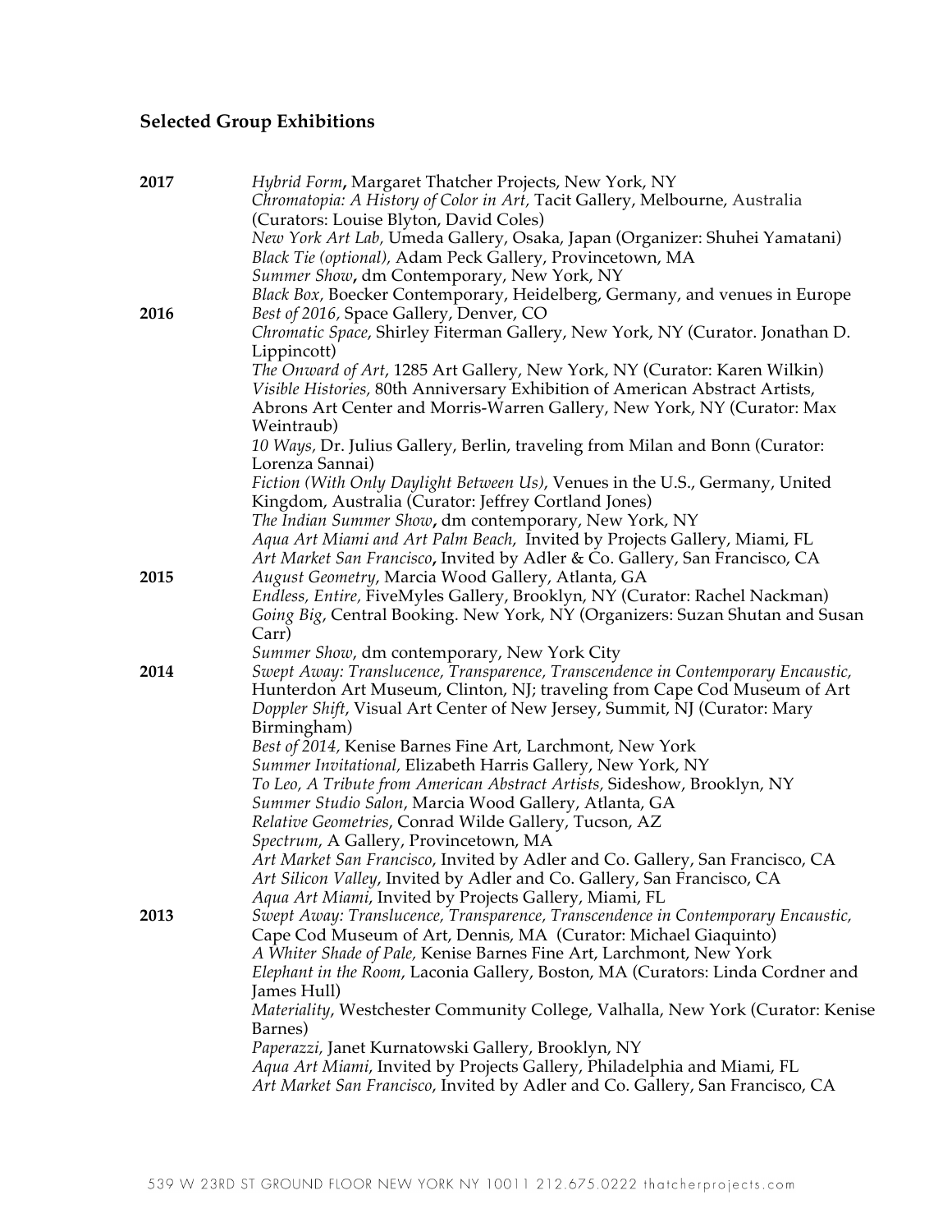## Selected Group Exhibitions

**2017**

*Hybrid Form*, Margaret Thatcher Projects, New York, NY
*Chromatopia: A History of Color in Art,* Tacit Gallery, Melbourne, Australia (Curators: Louise Blyton, David Coles)
*New York Art Lab,* Umeda Gallery, Osaka, Japan (Organizer: Shuhei Yamatani)
*Black Tie (optional),* Adam Peck Gallery, Provincetown, MA
*Summer Show*, dm Contemporary, New York, NY
*Black Box,* Boecker Contemporary, Heidelberg, Germany, and venues in Europe

**2016**

*Best of 2016,* Space Gallery, Denver, CO
*Chromatic Space*, Shirley Fiterman Gallery, New York, NY (Curator. Jonathan D. Lippincott)
*The Onward of Art*, 1285 Art Gallery, New York, NY (Curator: Karen Wilkin)
*Visible Histories,* 80th Anniversary Exhibition of American Abstract Artists, Abrons Art Center and Morris-Warren Gallery, New York, NY (Curator: Max Weintraub)
*10 Ways,* Dr. Julius Gallery, Berlin, traveling from Milan and Bonn (Curator: Lorenza Sannai)
*Fiction (With Only Daylight Between Us)*, Venues in the U.S., Germany, United Kingdom, Australia (Curator: Jeffrey Cortland Jones)
*The Indian Summer Show*, dm contemporary, New York, NY
*Aqua Art Miami and Art Palm Beach,* Invited by Projects Gallery, Miami, FL
*Art Market San Francisco*, Invited by Adler & Co. Gallery, San Francisco, CA

**2015**

*August Geometry*, Marcia Wood Gallery, Atlanta, GA
*Endless, Entire,* FiveMyles Gallery, Brooklyn, NY (Curator: Rachel Nackman)
*Going Big*, Central Booking. New York, NY (Organizers: Suzan Shutan and Susan Carr)
*Summer Show*, dm contemporary, New York City

**2014**

*Swept Away: Translucence, Transparence, Transcendence in Contemporary Encaustic,* Hunterdon Art Museum, Clinton, NJ; traveling from Cape Cod Museum of Art
*Doppler Shift*, Visual Art Center of New Jersey, Summit, NJ (Curator: Mary Birmingham)
*Best of 2014,* Kenise Barnes Fine Art, Larchmont, New York
*Summer Invitational,* Elizabeth Harris Gallery, New York, NY
*To Leo, A Tribute from American Abstract Artists,* Sideshow, Brooklyn, NY
*Summer Studio Salon*, Marcia Wood Gallery, Atlanta, GA
*Relative Geometries*, Conrad Wilde Gallery, Tucson, AZ
*Spectrum*, A Gallery, Provincetown, MA
*Art Market San Francisco*, Invited by Adler and Co. Gallery, San Francisco, CA
*Art Silicon Valley*, Invited by Adler and Co. Gallery, San Francisco, CA
*Aqua Art Miami*, Invited by Projects Gallery, Miami, FL

**2013**

*Swept Away: Translucence, Transparence, Transcendence in Contemporary Encaustic,* Cape Cod Museum of Art, Dennis, MA (Curator: Michael Giaquinto)
*A Whiter Shade of Pale,* Kenise Barnes Fine Art, Larchmont, New York
*Elephant in the Room*, Laconia Gallery, Boston, MA (Curators: Linda Cordner and James Hull)
*Materiality*, Westchester Community College, Valhalla, New York (Curator: Kenise Barnes)
*Paperazzi,* Janet Kurnatowski Gallery, Brooklyn, NY
*Aqua Art Miami*, Invited by Projects Gallery, Philadelphia and Miami, FL
*Art Market San Francisco*, Invited by Adler and Co. Gallery, San Francisco, CA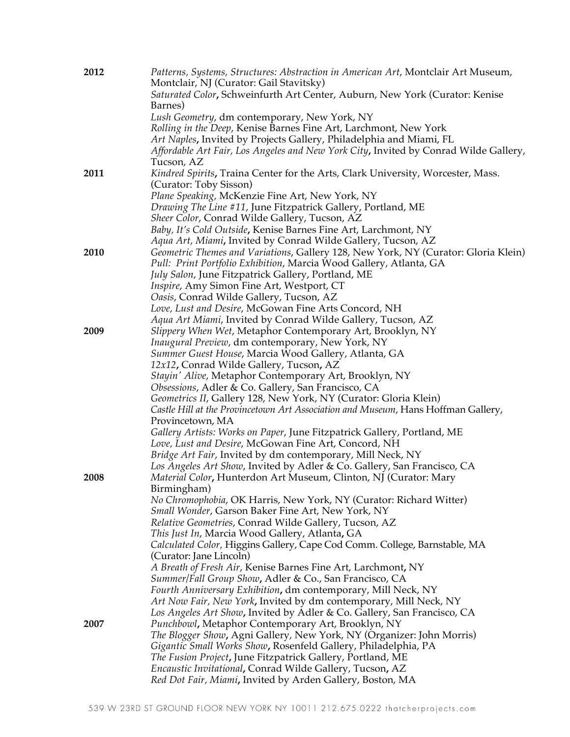**2012**

*Patterns, Systems, Structures: Abstraction in American Art*, Montclair Art Museum, Montclair, NJ (Curator: Gail Stavitsky)
*Saturated Color*, Schweinfurth Art Center, Auburn, New York (Curator: Kenise Barnes)
*Lush Geometry*, dm contemporary, New York, NY
*Rolling in the Deep*, Kenise Barnes Fine Art, Larchmont, New York
*Art Naples*, Invited by Projects Gallery, Philadelphia and Miami, FL
*Affordable Art Fair, Los Angeles and New York City*, Invited by Conrad Wilde Gallery, Tucson, AZ

**2011**

*Kindred Spirits*, Traina Center for the Arts, Clark University, Worcester, Mass. (Curator: Toby Sisson)
*Plane Speaking*, McKenzie Fine Art, New York, NY
*Drawing The Line #11*, June Fitzpatrick Gallery, Portland, ME
*Sheer Color*, Conrad Wilde Gallery, Tucson, AZ
*Baby, It's Cold Outside*, Kenise Barnes Fine Art, Larchmont, NY
*Aqua Art, Miami*, Invited by Conrad Wilde Gallery, Tucson, AZ

**2010**

*Geometric Themes and Variations*, Gallery 128, New York, NY (Curator: Gloria Klein)
*Pull: Print Portfolio Exhibition*, Marcia Wood Gallery, Atlanta, GA
*July Salon*, June Fitzpatrick Gallery, Portland, ME
*Inspire*, Amy Simon Fine Art, Westport, CT
*Oasis*, Conrad Wilde Gallery, Tucson, AZ
*Love, Lust and Desire*, McGowan Fine Arts Concord, NH
*Aqua Art Miami*, Invited by Conrad Wilde Gallery, Tucson, AZ

**2009**

*Slippery When Wet*, Metaphor Contemporary Art, Brooklyn, NY
*Inaugural Preview*, dm contemporary, New York, NY
*Summer Guest House*, Marcia Wood Gallery, Atlanta, GA
*12x12*, Conrad Wilde Gallery, Tucson, AZ
*Stayin' Alive*, Metaphor Contemporary Art, Brooklyn, NY
*Obsessions*, Adler & Co. Gallery, San Francisco, CA
*Geometrics II*, Gallery 128, New York, NY (Curator: Gloria Klein)
*Castle Hill at the Provincetown Art Association and Museum*, Hans Hoffman Gallery, Provincetown, MA
*Gallery Artists: Works on Paper*, June Fitzpatrick Gallery, Portland, ME
*Love, Lust and Desire*, McGowan Fine Art, Concord, NH
*Bridge Art Fair*, Invited by dm contemporary, Mill Neck, NY
*Los Angeles Art Show*, Invited by Adler & Co. Gallery, San Francisco, CA

**2008**

*Material Color*, Hunterdon Art Museum, Clinton, NJ (Curator: Mary Birmingham)
*No Chromophobia*, OK Harris, New York, NY (Curator: Richard Witter)
*Small Wonder*, Garson Baker Fine Art, New York, NY
*Relative Geometries*, Conrad Wilde Gallery, Tucson, AZ
*This Just In*, Marcia Wood Gallery, Atlanta, GA
*Calculated Color*, Higgins Gallery, Cape Cod Comm. College, Barnstable, MA (Curator: Jane Lincoln)
*A Breath of Fresh Air*, Kenise Barnes Fine Art, Larchmont, NY
*Summer/Fall Group Show*, Adler & Co., San Francisco, CA
*Fourth Anniversary Exhibition*, dm contemporary, Mill Neck, NY
*Art Now Fair, New York*, Invited by dm contemporary, Mill Neck, NY
*Los Angeles Art Show*, Invited by Adler & Co. Gallery, San Francisco, CA

**2007**

*Punchbowl*, Metaphor Contemporary Art, Brooklyn, NY
*The Blogger Show*, Agni Gallery, New York, NY (Organizer: John Morris)
*Gigantic Small Works Show*, Rosenfeld Gallery, Philadelphia, PA
*The Fusion Project*, June Fitzpatrick Gallery, Portland, ME
*Encaustic Invitational*, Conrad Wilde Gallery, Tucson, AZ
*Red Dot Fair, Miami*, Invited by Arden Gallery, Boston, MA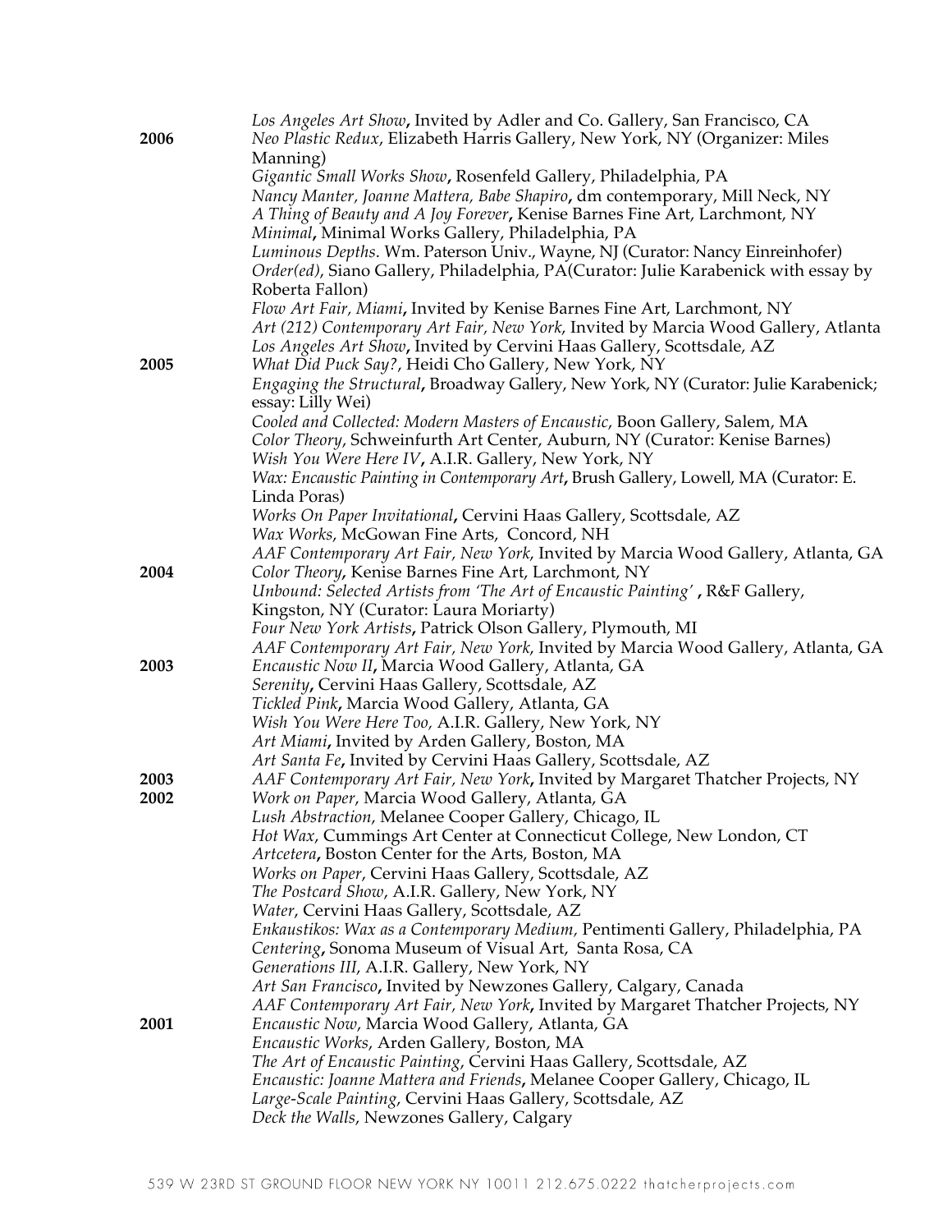*Los Angeles Art Show*, Invited by Adler and Co. Gallery, San Francisco, CA

**2006**

*Neo Plastic Redux*, Elizabeth Harris Gallery, New York, NY (Organizer: Miles Manning)
*Gigantic Small Works Show*, Rosenfeld Gallery, Philadelphia, PA
*Nancy Manter, Joanne Mattera, Babe Shapiro*, dm contemporary, Mill Neck, NY
*A Thing of Beauty and A Joy Forever*, Kenise Barnes Fine Art, Larchmont, NY
*Minimal*, Minimal Works Gallery, Philadelphia, PA
*Luminous Depths*. Wm. Paterson Univ., Wayne, NJ (Curator: Nancy Einreinhofer)
*Order(ed)*, Siano Gallery, Philadelphia, PA(Curator: Julie Karabenick with essay by Roberta Fallon)
*Flow Art Fair, Miami*, Invited by Kenise Barnes Fine Art, Larchmont, NY
*Art (212) Contemporary Art Fair, New York*, Invited by Marcia Wood Gallery, Atlanta
*Los Angeles Art Show*, Invited by Cervini Haas Gallery, Scottsdale, AZ

**2005**

*What Did Puck Say?*, Heidi Cho Gallery, New York, NY
*Engaging the Structural*, Broadway Gallery, New York, NY (Curator: Julie Karabenick; essay: Lilly Wei)
*Cooled and Collected: Modern Masters of Encaustic*, Boon Gallery, Salem, MA
*Color Theory*, Schweinfurth Art Center, Auburn, NY (Curator: Kenise Barnes)
*Wish You Were Here IV*, A.I.R. Gallery, New York, NY
*Wax: Encaustic Painting in Contemporary Art*, Brush Gallery, Lowell, MA (Curator: E. Linda Poras)
*Works On Paper Invitational*, Cervini Haas Gallery, Scottsdale, AZ
*Wax Works*, McGowan Fine Arts, Concord, NH
*AAF Contemporary Art Fair, New York*, Invited by Marcia Wood Gallery, Atlanta, GA

**2004**

*Color Theory*, Kenise Barnes Fine Art, Larchmont, NY
*Unbound: Selected Artists from 'The Art of Encaustic Painting'* , R&F Gallery, Kingston, NY (Curator: Laura Moriarty)
*Four New York Artists*, Patrick Olson Gallery, Plymouth, MI
*AAF Contemporary Art Fair, New York*, Invited by Marcia Wood Gallery, Atlanta, GA

**2003**

*Encaustic Now II*, Marcia Wood Gallery, Atlanta, GA
*Serenity*, Cervini Haas Gallery, Scottsdale, AZ
*Tickled Pink*, Marcia Wood Gallery, Atlanta, GA
*Wish You Were Here Too,* A.I.R. Gallery, New York, NY
*Art Miami*, Invited by Arden Gallery, Boston, MA
*Art Santa Fe*, Invited by Cervini Haas Gallery, Scottsdale, AZ

**2003**

*AAF Contemporary Art Fair, New York*, Invited by Margaret Thatcher Projects, NY

**2002**

*Work on Paper,* Marcia Wood Gallery, Atlanta, GA
*Lush Abstraction*, Melanee Cooper Gallery, Chicago, IL
*Hot Wax*, Cummings Art Center at Connecticut College, New London, CT
*Artcetera*, Boston Center for the Arts, Boston, MA
*Works on Paper,* Cervini Haas Gallery, Scottsdale, AZ
*The Postcard Show*, A.I.R. Gallery, New York, NY
*Water*, Cervini Haas Gallery, Scottsdale, AZ
*Enkaustikos: Wax as a Contemporary Medium,* Pentimenti Gallery, Philadelphia, PA
*Centering*, Sonoma Museum of Visual Art, Santa Rosa, CA
*Generations III*, A.I.R. Gallery, New York, NY
*Art San Francisco*, Invited by Newzones Gallery, Calgary, Canada
*AAF Contemporary Art Fair, New York*, Invited by Margaret Thatcher Projects, NY

**2001**

*Encaustic Now*, Marcia Wood Gallery, Atlanta, GA
*Encaustic Works*, Arden Gallery, Boston, MA
*The Art of Encaustic Painting,* Cervini Haas Gallery, Scottsdale, AZ
*Encaustic: Joanne Mattera and Friends*, Melanee Cooper Gallery, Chicago, IL
*Large-Scale Painting,* Cervini Haas Gallery, Scottsdale, AZ
*Deck the Walls,* Newzones Gallery, Calgary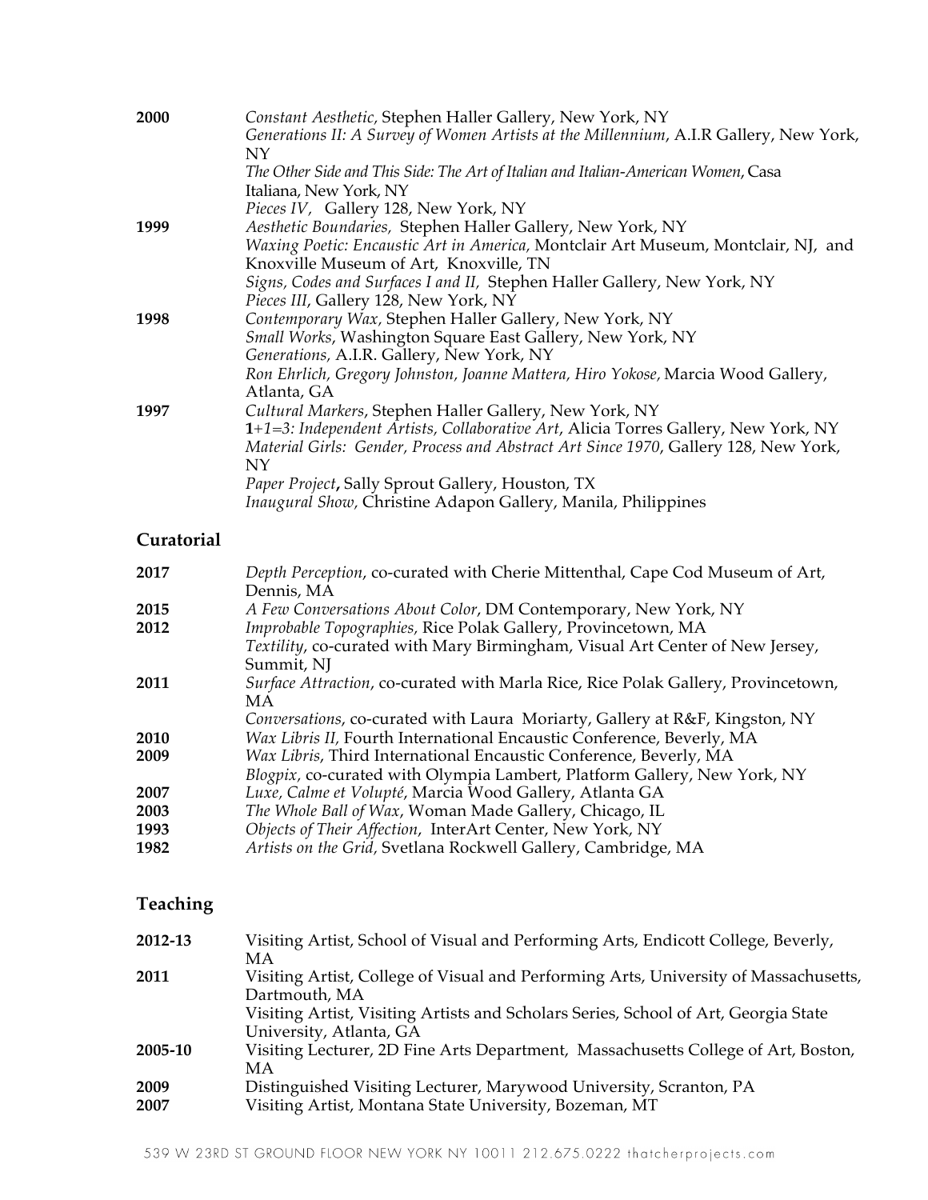**2000** *Constant Aesthetic,* Stephen Haller Gallery, New York, NY
*Generations II: A Survey of Women Artists at the Millennium*, A.I.R Gallery, New York, NY
*The Other Side and This Side: The Art of Italian and Italian-American Women*, Casa Italiana, New York, NY
*Pieces IV*, Gallery 128, New York, NY

**1999** *Aesthetic Boundaries,* Stephen Haller Gallery, New York, NY
*Waxing Poetic: Encaustic Art in America,* Montclair Art Museum, Montclair, NJ, and Knoxville Museum of Art, Knoxville, TN
*Signs, Codes and Surfaces I and II,* Stephen Haller Gallery, New York, NY
*Pieces III*, Gallery 128, New York, NY

**1998** *Contemporary Wax,* Stephen Haller Gallery, New York, NY
*Small Works*, Washington Square East Gallery, New York, NY
*Generations,* A.I.R. Gallery, New York, NY
*Ron Ehrlich, Gregory Johnston, Joanne Mattera, Hiro Yokose,* Marcia Wood Gallery, Atlanta, GA

**1997** *Cultural Markers*, Stephen Haller Gallery, New York, NY
**1**+*1=3: Independent Artists, Collaborative Art,* Alicia Torres Gallery, New York, NY
*Material Girls: Gender, Process and Abstract Art Since 1970*, Gallery 128, New York, NY
*Paper Project***,** Sally Sprout Gallery, Houston, TX
*Inaugural Show,* Christine Adapon Gallery, Manila, Philippines

## Curatorial

**2017** *Depth Perception*, co-curated with Cherie Mittenthal, Cape Cod Museum of Art, Dennis, MA

**2015** *A Few Conversations About Color*, DM Contemporary, New York, NY

**2012** *Improbable Topographies,* Rice Polak Gallery, Provincetown, MA
*Textility*, co-curated with Mary Birmingham, Visual Art Center of New Jersey, Summit, NJ

**2011** *Surface Attraction*, co-curated with Marla Rice, Rice Polak Gallery, Provincetown, MA
*Conversations*, co-curated with Laura Moriarty, Gallery at R&F, Kingston, NY

**2010** *Wax Libris II,* Fourth International Encaustic Conference, Beverly, MA

**2009** *Wax Libris*, Third International Encaustic Conference, Beverly, MA
*Blogpix,* co-curated with Olympia Lambert, Platform Gallery, New York, NY

**2007** *Luxe, Calme et Volupté*, Marcia Wood Gallery, Atlanta GA

**2003** *The Whole Ball of Wax*, Woman Made Gallery, Chicago, IL

**1993** *Objects of Their Affection*, InterArt Center, New York, NY

**1982** *Artists on the Grid,* Svetlana Rockwell Gallery, Cambridge, MA

## Teaching

**2012-13** Visiting Artist, School of Visual and Performing Arts, Endicott College, Beverly, MA

**2011** Visiting Artist, College of Visual and Performing Arts, University of Massachusetts, Dartmouth, MA
Visiting Artist, Visiting Artists and Scholars Series, School of Art, Georgia State University, Atlanta, GA

**2005-10** Visiting Lecturer, 2D Fine Arts Department, Massachusetts College of Art, Boston, MA

**2009** Distinguished Visiting Lecturer, Marywood University, Scranton, PA

**2007** Visiting Artist, Montana State University, Bozeman, MT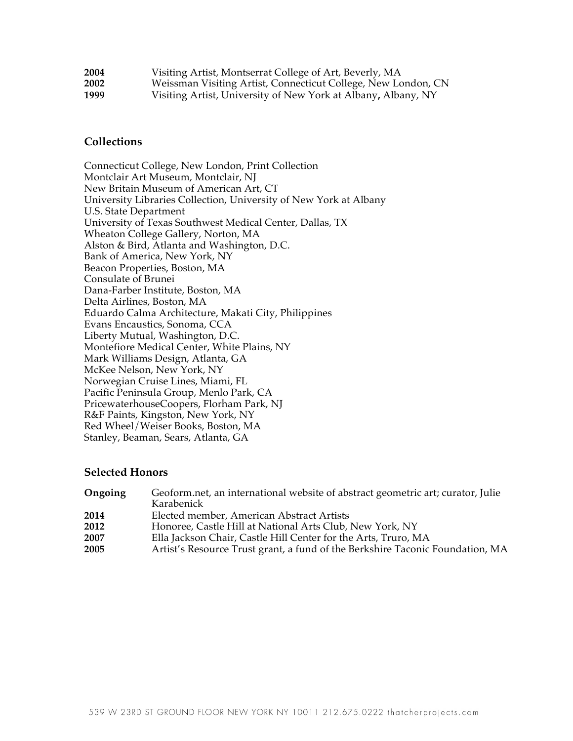**2004** Visiting Artist, Montserrat College of Art, Beverly, MA
**2002** Weissman Visiting Artist, Connecticut College, New London, CN
**1999** Visiting Artist, University of New York at Albany, Albany, NY

## Collections

Connecticut College, New London, Print Collection
Montclair Art Museum, Montclair, NJ
New Britain Museum of American Art, CT
University Libraries Collection, University of New York at Albany
U.S. State Department
University of Texas Southwest Medical Center, Dallas, TX
Wheaton College Gallery, Norton, MA
Alston & Bird, Atlanta and Washington, D.C.
Bank of America, New York, NY
Beacon Properties, Boston, MA
Consulate of Brunei
Dana-Farber Institute, Boston, MA
Delta Airlines, Boston, MA
Eduardo Calma Architecture, Makati City, Philippines
Evans Encaustics, Sonoma, CCA
Liberty Mutual, Washington, D.C.
Montefiore Medical Center, White Plains, NY
Mark Williams Design, Atlanta, GA
McKee Nelson, New York, NY
Norwegian Cruise Lines, Miami, FL
Pacific Peninsula Group, Menlo Park, CA
PricewaterhouseCoopers, Florham Park, NJ
R&F Paints, Kingston, New York, NY
Red Wheel/Weiser Books, Boston, MA
Stanley, Beaman, Sears, Atlanta, GA

## Selected Honors

**Ongoing** Geoform.net, an international website of abstract geometric art; curator, Julie Karabenick
**2014** Elected member, American Abstract Artists
**2012** Honoree, Castle Hill at National Arts Club, New York, NY
**2007** Ella Jackson Chair, Castle Hill Center for the Arts, Truro, MA
**2005** Artist's Resource Trust grant, a fund of the Berkshire Taconic Foundation, MA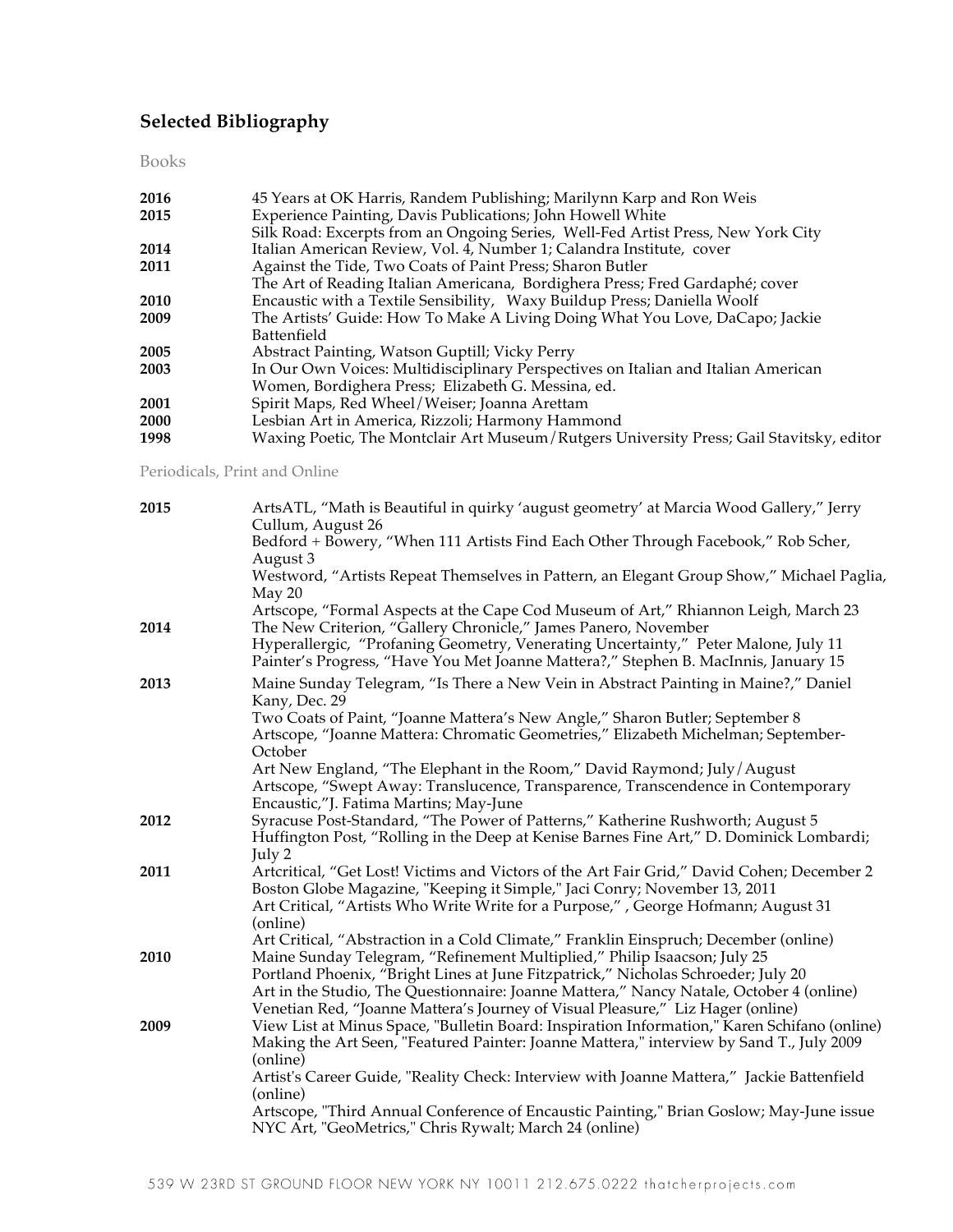## Selected Bibliography

Books

| | |
|---|---|
| **2016** | 45 Years at OK Harris, Randem Publishing; Marilynn Karp and Ron Weis |
| **2015** | Experience Painting, Davis Publications; John Howell White |
| | Silk Road: Excerpts from an Ongoing Series, Well-Fed Artist Press, New York City |
| **2014** | Italian American Review, Vol. 4, Number 1; Calandra Institute, cover |
| **2011** | Against the Tide, Two Coats of Paint Press; Sharon Butler |
| | The Art of Reading Italian Americana, Bordighera Press; Fred Gardaphé; cover |
| **2010** | Encaustic with a Textile Sensibility, Waxy Buildup Press; Daniella Woolf |
| **2009** | The Artists' Guide: How To Make A Living Doing What You Love, DaCapo; Jackie Battenfield |
| **2005** | Abstract Painting, Watson Guptill; Vicky Perry |
| **2003** | In Our Own Voices: Multidisciplinary Perspectives on Italian and Italian American Women, Bordighera Press; Elizabeth G. Messina, ed. |
| **2001** | Spirit Maps, Red Wheel/Weiser; Joanna Arettam |
| **2000** | Lesbian Art in America, Rizzoli; Harmony Hammond |
| **1998** | Waxing Poetic, The Montclair Art Museum/Rutgers University Press; Gail Stavitsky, editor |

Periodicals, Print and Online

| | |
|---|---|
| **2015** | ArtsATL, "Math is Beautiful in quirky 'august geometry' at Marcia Wood Gallery," Jerry Cullum, August 26 |
| | Bedford + Bowery, "When 111 Artists Find Each Other Through Facebook," Rob Scher, August 3 |
| | Westword, "Artists Repeat Themselves in Pattern, an Elegant Group Show," Michael Paglia, May 20 |
| | Artscope, "Formal Aspects at the Cape Cod Museum of Art," Rhiannon Leigh, March 23 |
| **2014** | The New Criterion, "Gallery Chronicle," James Panero, November |
| | Hyperallergic, "Profaning Geometry, Venerating Uncertainty," Peter Malone, July 11 |
| | Painter's Progress, "Have You Met Joanne Mattera?," Stephen B. MacInnis, January 15 |
| **2013** | Maine Sunday Telegram, "Is There a New Vein in Abstract Painting in Maine?," Daniel Kany, Dec. 29 |
| | Two Coats of Paint, "Joanne Mattera's New Angle," Sharon Butler; September 8 |
| | Artscope, "Joanne Mattera: Chromatic Geometries," Elizabeth Michelman; September-October |
| | Art New England, "The Elephant in the Room," David Raymond; July/August |
| | Artscope, "Swept Away: Translucence, Transparence, Transcendence in Contemporary Encaustic,"J. Fatima Martins; May-June |
| **2012** | Syracuse Post-Standard, "The Power of Patterns," Katherine Rushworth; August 5 |
| | Huffington Post, "Rolling in the Deep at Kenise Barnes Fine Art," D. Dominick Lombardi; July 2 |
| **2011** | Artcritical, "Get Lost! Victims and Victors of the Art Fair Grid," David Cohen; December 2 |
| | Boston Globe Magazine, "Keeping it Simple," Jaci Conry; November 13, 2011 |
| | Art Critical, "Artists Who Write Write for a Purpose," , George Hofmann; August 31 (online) |
| | Art Critical, "Abstraction in a Cold Climate," Franklin Einspruch; December (online) |
| **2010** | Maine Sunday Telegram, "Refinement Multiplied," Philip Isaacson; July 25 |
| | Portland Phoenix, "Bright Lines at June Fitzpatrick," Nicholas Schroeder; July 20 |
| | Art in the Studio, The Questionnaire: Joanne Mattera," Nancy Natale, October 4 (online) |
| | Venetian Red, "Joanne Mattera's Journey of Visual Pleasure," Liz Hager (online) |
| **2009** | View List at Minus Space, "Bulletin Board: Inspiration Information," Karen Schifano (online) |
| | Making the Art Seen, "Featured Painter: Joanne Mattera," interview by Sand T., July 2009 (online) |
| | Artist's Career Guide, "Reality Check: Interview with Joanne Mattera," Jackie Battenfield (online) |
| | Artscope, "Third Annual Conference of Encaustic Painting," Brian Goslow; May-June issue |
| | NYC Art, "GeoMetrics," Chris Rywalt; March 24 (online) |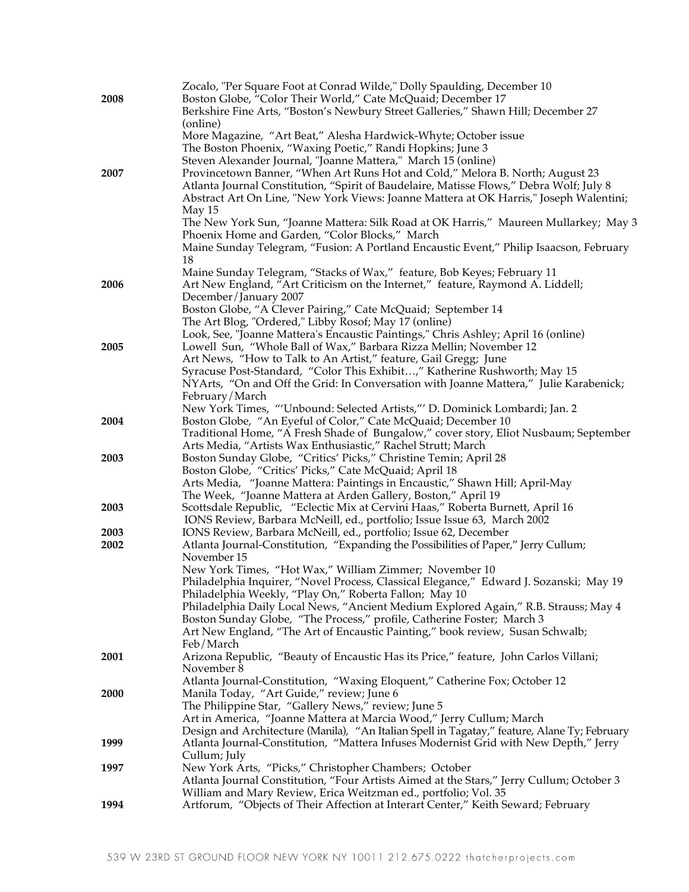| | |
|---|---|
| | Zocalo, "Per Square Foot at Conrad Wilde," Dolly Spaulding, December 10 |
| **2008** | Boston Globe, "Color Their World," Cate McQuaid; December 17 |
| | Berkshire Fine Arts, "Boston's Newbury Street Galleries," Shawn Hill; December 27 (online) |
| | More Magazine, "Art Beat," Alesha Hardwick-Whyte; October issue |
| | The Boston Phoenix, "Waxing Poetic," Randi Hopkins; June 3 |
| | Steven Alexander Journal, "Joanne Mattera," March 15 (online) |
| **2007** | Provincetown Banner, "When Art Runs Hot and Cold," Melora B. North; August 23 |
| | Atlanta Journal Constitution, "Spirit of Baudelaire, Matisse Flows," Debra Wolf; July 8 |
| | Abstract Art On Line, "New York Views: Joanne Mattera at OK Harris," Joseph Walentini; May 15 |
| | The New York Sun, "Joanne Mattera: Silk Road at OK Harris," Maureen Mullarkey; May 3 |
| | Phoenix Home and Garden, "Color Blocks," March |
| | Maine Sunday Telegram, "Fusion: A Portland Encaustic Event," Philip Isaacson, February 18 |
| | Maine Sunday Telegram, "Stacks of Wax," feature, Bob Keyes; February 11 |
| **2006** | Art New England, "Art Criticism on the Internet," feature, Raymond A. Liddell; December/January 2007 |
| | Boston Globe, "A Clever Pairing," Cate McQuaid; September 14 |
| | The Art Blog, "Ordered," Libby Rosof; May 17 (online) |
| | Look, See, "Joanne Mattera's Encaustic Paintings," Chris Ashley; April 16 (online) |
| **2005** | Lowell Sun, "Whole Ball of Wax," Barbara Rizza Mellin; November 12 |
| | Art News, "How to Talk to An Artist," feature, Gail Gregg; June |
| | Syracuse Post-Standard, "Color This Exhibit…," Katherine Rushworth; May 15 |
| | NYArts, "On and Off the Grid: In Conversation with Joanne Mattera," Julie Karabenick; February/March |
| | New York Times, "'Unbound: Selected Artists,"' D. Dominick Lombardi; Jan. 2 |
| **2004** | Boston Globe, "An Eyeful of Color," Cate McQuaid; December 10 |
| | Traditional Home, "A Fresh Shade of Bungalow," cover story, Eliot Nusbaum; September |
| | Arts Media, "Artists Wax Enthusiastic," Rachel Strutt; March |
| **2003** | Boston Sunday Globe, "Critics' Picks," Christine Temin; April 28 |
| | Boston Globe, "Critics' Picks," Cate McQuaid; April 18 |
| | Arts Media, "Joanne Mattera: Paintings in Encaustic," Shawn Hill; April-May |
| | The Week, "Joanne Mattera at Arden Gallery, Boston," April 19 |
| **2003** | Scottsdale Republic, "Eclectic Mix at Cervini Haas," Roberta Burnett, April 16 |
| | IONS Review, Barbara McNeill, ed., portfolio; Issue Issue 63, March 2002 |
| **2003** | IONS Review, Barbara McNeill, ed., portfolio; Issue 62, December |
| **2002** | Atlanta Journal-Constitution, "Expanding the Possibilities of Paper," Jerry Cullum; November 15 |
| | New York Times, "Hot Wax," William Zimmer; November 10 |
| | Philadelphia Inquirer, "Novel Process, Classical Elegance," Edward J. Sozanski; May 19 |
| | Philadelphia Weekly, "Play On," Roberta Fallon; May 10 |
| | Philadelphia Daily Local News, "Ancient Medium Explored Again," R.B. Strauss; May 4 |
| | Boston Sunday Globe, "The Process," profile, Catherine Foster; March 3 |
| | Art New England, "The Art of Encaustic Painting," book review, Susan Schwalb; Feb/March |
| **2001** | Arizona Republic, "Beauty of Encaustic Has its Price," feature, John Carlos Villani; November 8 |
| | Atlanta Journal-Constitution, "Waxing Eloquent," Catherine Fox; October 12 |
| **2000** | Manila Today, "Art Guide," review; June 6 |
| | The Philippine Star, "Gallery News," review; June 5 |
| | Art in America, "Joanne Mattera at Marcia Wood," Jerry Cullum; March |
| | Design and Architecture (Manila), "An Italian Spell in Tagatay," feature, Alane Ty; February |
| **1999** | Atlanta Journal-Constitution, "Mattera Infuses Modernist Grid with New Depth," Jerry Cullum; July |
| **1997** | New York Arts, "Picks," Christopher Chambers; October |
| | Atlanta Journal Constitution, "Four Artists Aimed at the Stars," Jerry Cullum; October 3 |
| | William and Mary Review, Erica Weitzman ed., portfolio; Vol. 35 |
| **1994** | Artforum, "Objects of Their Affection at Interart Center," Keith Seward; February |